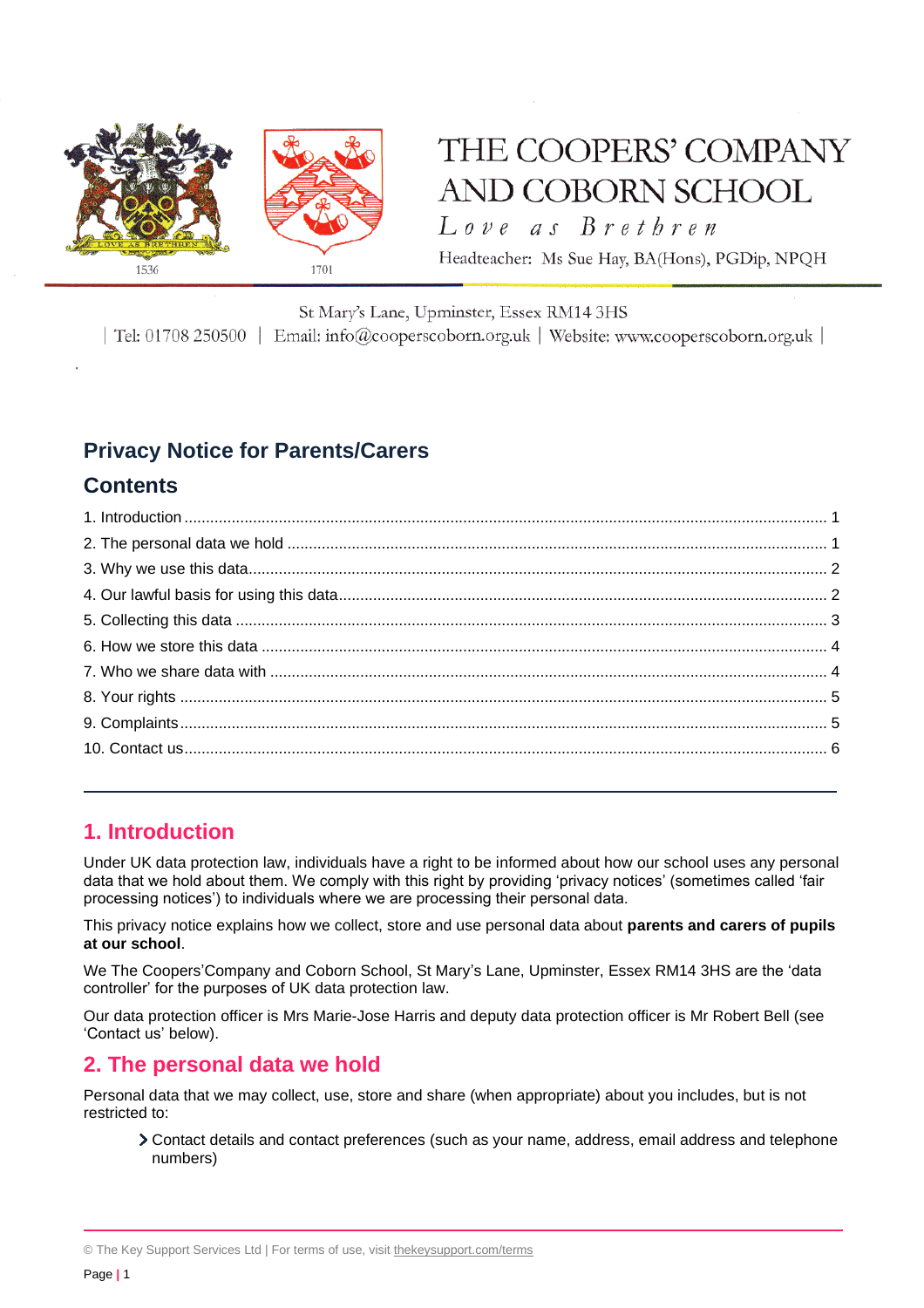# THE COOPERS' COMPANY AND COBORN SCHOOL

*Love as Brethren*

Headteacher: Ms Sue Hay, BA(Hons), PGDip, NPQH

1536 1701

St Mary's Lane, Upminster, Essex RM14 3HS

| Tel: 01708 250500 | Email: info@cooperscoborn.org.uk | Website: www.cooperscoborn.org.uk |

## Privacy Notice for Parents/Carers

## Contents

1. Introduction ........ 1
2. The personal data we hold ........ 1
3. Why we use this data ........ 2
4. Our lawful basis for using this data ........ 2
5. Collecting this data ........ 3
6. How we store this data ........ 4
7. Who we share data with ........ 4
8. Your rights ........ 5
9. Complaints ........ 5
10. Contact us ........ 6

---

## 1. Introduction

Under UK data protection law, individuals have a right to be informed about how our school uses any personal data that we hold about them. We comply with this right by providing 'privacy notices' (sometimes called 'fair processing notices') to individuals where we are processing their personal data.

This privacy notice explains how we collect, store and use personal data about **parents and carers of pupils at our school**.

We The Coopers'Company and Coborn School, St Mary's Lane, Upminster, Essex RM14 3HS are the 'data controller' for the purposes of UK data protection law.

Our data protection officer is Mrs Marie-Jose Harris and deputy data protection officer is Mr Robert Bell (see 'Contact us' below).

## 2. The personal data we hold

Personal data that we may collect, use, store and share (when appropriate) about you includes, but is not restricted to:

- Contact details and contact preferences (such as your name, address, email address and telephone numbers)

© The Key Support Services Ltd | For terms of use, visit thekeysupport.com/terms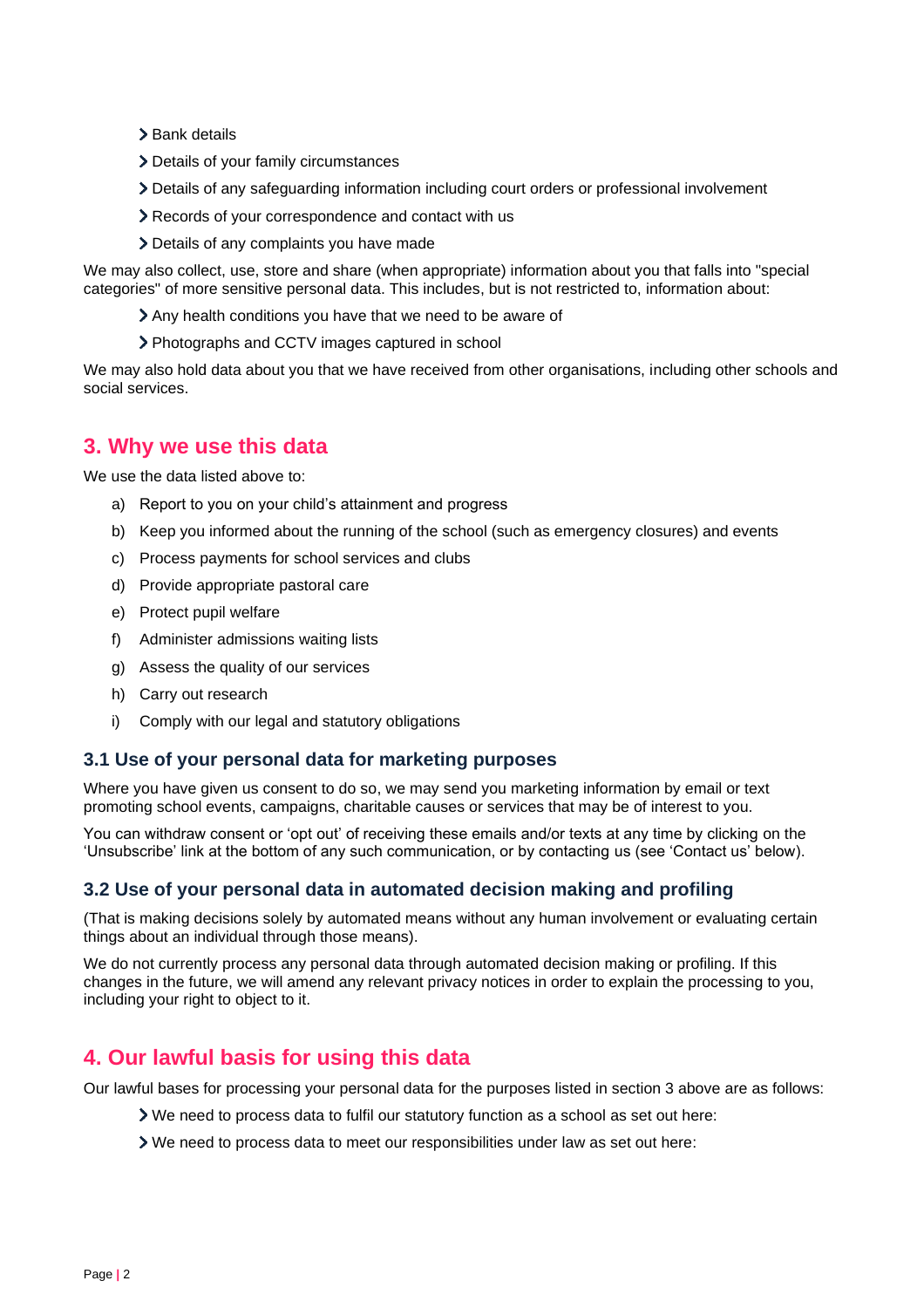- Bank details
- Details of your family circumstances
- Details of any safeguarding information including court orders or professional involvement
- Records of your correspondence and contact with us
- Details of any complaints you have made

We may also collect, use, store and share (when appropriate) information about you that falls into "special categories" of more sensitive personal data. This includes, but is not restricted to, information about:

- Any health conditions you have that we need to be aware of
- Photographs and CCTV images captured in school

We may also hold data about you that we have received from other organisations, including other schools and social services.

## 3. Why we use this data

We use the data listed above to:

a) Report to you on your child's attainment and progress
b) Keep you informed about the running of the school (such as emergency closures) and events
c) Process payments for school services and clubs
d) Provide appropriate pastoral care
e) Protect pupil welfare
f) Administer admissions waiting lists
g) Assess the quality of our services
h) Carry out research
i) Comply with our legal and statutory obligations

### 3.1 Use of your personal data for marketing purposes

Where you have given us consent to do so, we may send you marketing information by email or text promoting school events, campaigns, charitable causes or services that may be of interest to you.

You can withdraw consent or 'opt out' of receiving these emails and/or texts at any time by clicking on the 'Unsubscribe' link at the bottom of any such communication, or by contacting us (see 'Contact us' below).

### 3.2 Use of your personal data in automated decision making and profiling

(That is making decisions solely by automated means without any human involvement or evaluating certain things about an individual through those means).

We do not currently process any personal data through automated decision making or profiling. If this changes in the future, we will amend any relevant privacy notices in order to explain the processing to you, including your right to object to it.

## 4. Our lawful basis for using this data

Our lawful bases for processing your personal data for the purposes listed in section 3 above are as follows:

- We need to process data to fulfil our statutory function as a school as set out here:
- We need to process data to meet our responsibilities under law as set out here: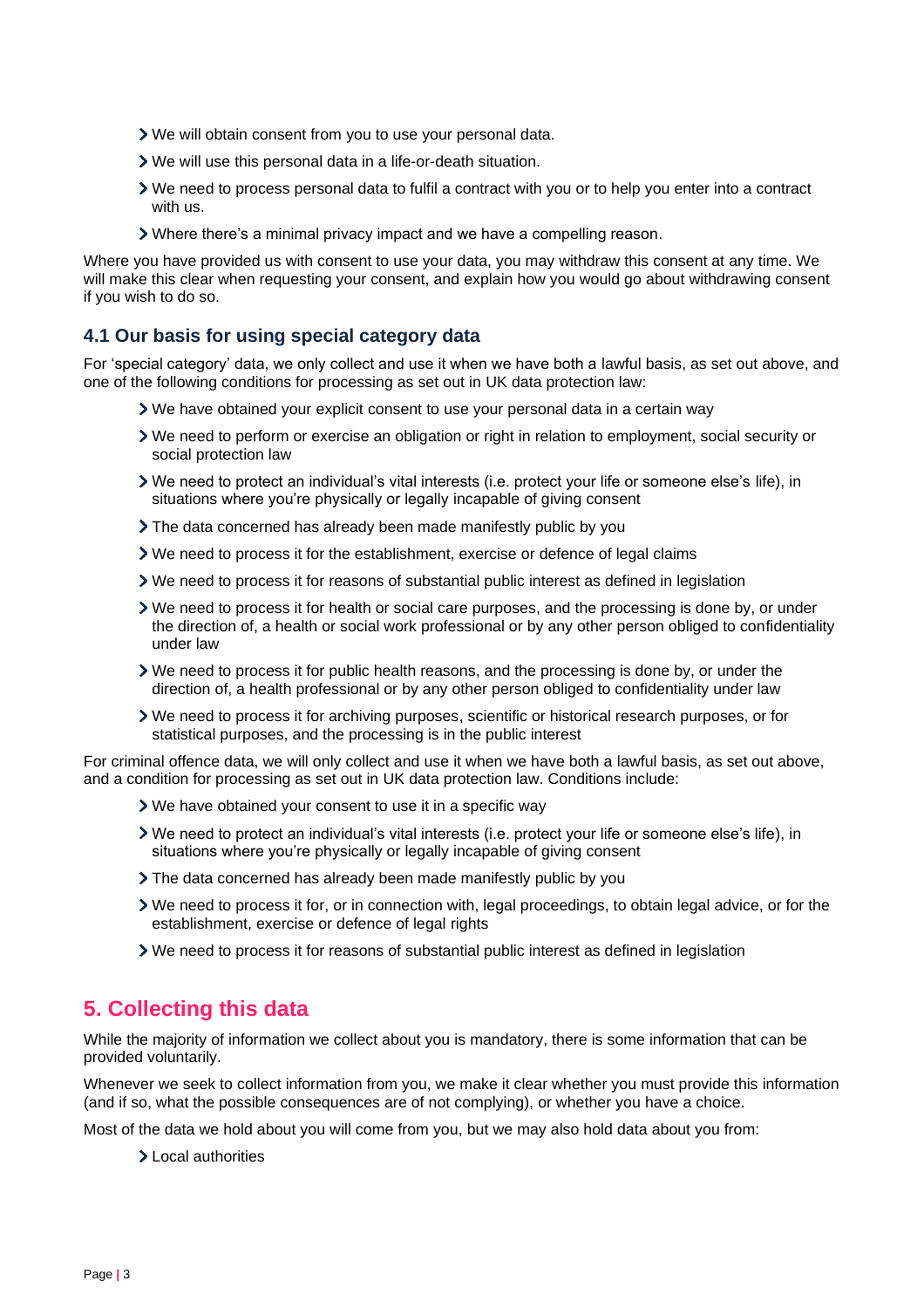- We will obtain consent from you to use your personal data.
- We will use this personal data in a life-or-death situation.
- We need to process personal data to fulfil a contract with you or to help you enter into a contract with us.
- Where there's a minimal privacy impact and we have a compelling reason.

Where you have provided us with consent to use your data, you may withdraw this consent at any time. We will make this clear when requesting your consent, and explain how you would go about withdrawing consent if you wish to do so.

### 4.1 Our basis for using special category data

For 'special category' data, we only collect and use it when we have both a lawful basis, as set out above, and one of the following conditions for processing as set out in UK data protection law:

- We have obtained your explicit consent to use your personal data in a certain way
- We need to perform or exercise an obligation or right in relation to employment, social security or social protection law
- We need to protect an individual's vital interests (i.e. protect your life or someone else's life), in situations where you're physically or legally incapable of giving consent
- The data concerned has already been made manifestly public by you
- We need to process it for the establishment, exercise or defence of legal claims
- We need to process it for reasons of substantial public interest as defined in legislation
- We need to process it for health or social care purposes, and the processing is done by, or under the direction of, a health or social work professional or by any other person obliged to confidentiality under law
- We need to process it for public health reasons, and the processing is done by, or under the direction of, a health professional or by any other person obliged to confidentiality under law
- We need to process it for archiving purposes, scientific or historical research purposes, or for statistical purposes, and the processing is in the public interest

For criminal offence data, we will only collect and use it when we have both a lawful basis, as set out above, and a condition for processing as set out in UK data protection law. Conditions include:

- We have obtained your consent to use it in a specific way
- We need to protect an individual's vital interests (i.e. protect your life or someone else's life), in situations where you're physically or legally incapable of giving consent
- The data concerned has already been made manifestly public by you
- We need to process it for, or in connection with, legal proceedings, to obtain legal advice, or for the establishment, exercise or defence of legal rights
- We need to process it for reasons of substantial public interest as defined in legislation

## 5. Collecting this data

While the majority of information we collect about you is mandatory, there is some information that can be provided voluntarily.

Whenever we seek to collect information from you, we make it clear whether you must provide this information (and if so, what the possible consequences are of not complying), or whether you have a choice.

Most of the data we hold about you will come from you, but we may also hold data about you from:

- Local authorities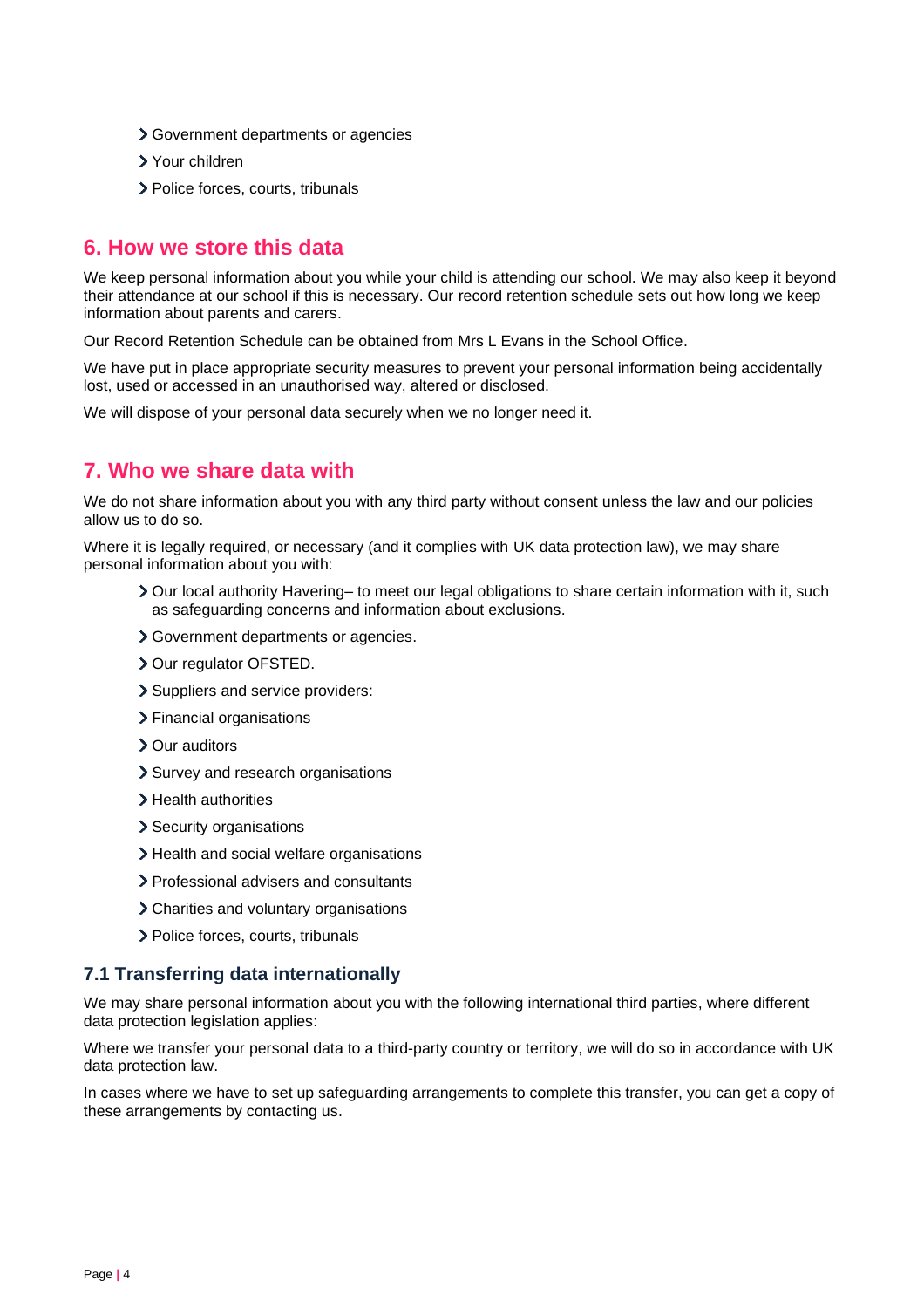- Government departments or agencies
- Your children
- Police forces, courts, tribunals

## 6. How we store this data

We keep personal information about you while your child is attending our school. We may also keep it beyond their attendance at our school if this is necessary. Our record retention schedule sets out how long we keep information about parents and carers.

Our Record Retention Schedule can be obtained from Mrs L Evans in the School Office.

We have put in place appropriate security measures to prevent your personal information being accidentally lost, used or accessed in an unauthorised way, altered or disclosed.

We will dispose of your personal data securely when we no longer need it.

## 7. Who we share data with

We do not share information about you with any third party without consent unless the law and our policies allow us to do so.

Where it is legally required, or necessary (and it complies with UK data protection law), we may share personal information about you with:

- Our local authority Havering– to meet our legal obligations to share certain information with it, such as safeguarding concerns and information about exclusions.
- Government departments or agencies.
- Our regulator OFSTED.
- Suppliers and service providers:
- Financial organisations
- Our auditors
- Survey and research organisations
- Health authorities
- Security organisations
- Health and social welfare organisations
- Professional advisers and consultants
- Charities and voluntary organisations
- Police forces, courts, tribunals

### 7.1 Transferring data internationally

We may share personal information about you with the following international third parties, where different data protection legislation applies:

Where we transfer your personal data to a third-party country or territory, we will do so in accordance with UK data protection law.

In cases where we have to set up safeguarding arrangements to complete this transfer, you can get a copy of these arrangements by contacting us.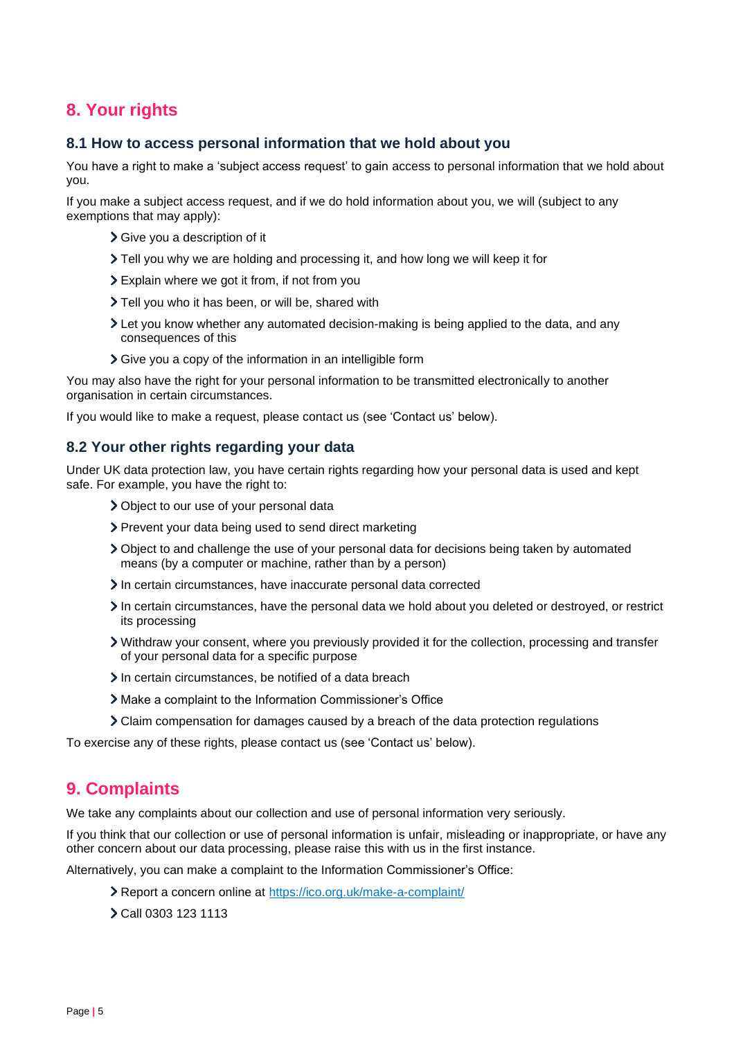## 8. Your rights

### 8.1 How to access personal information that we hold about you

You have a right to make a ‘subject access request’ to gain access to personal information that we hold about you.

If you make a subject access request, and if we do hold information about you, we will (subject to any exemptions that may apply):

- Give you a description of it
- Tell you why we are holding and processing it, and how long we will keep it for
- Explain where we got it from, if not from you
- Tell you who it has been, or will be, shared with
- Let you know whether any automated decision-making is being applied to the data, and any consequences of this
- Give you a copy of the information in an intelligible form

You may also have the right for your personal information to be transmitted electronically to another organisation in certain circumstances.

If you would like to make a request, please contact us (see ‘Contact us’ below).

### 8.2 Your other rights regarding your data

Under UK data protection law, you have certain rights regarding how your personal data is used and kept safe. For example, you have the right to:

- Object to our use of your personal data
- Prevent your data being used to send direct marketing
- Object to and challenge the use of your personal data for decisions being taken by automated means (by a computer or machine, rather than by a person)
- In certain circumstances, have inaccurate personal data corrected
- In certain circumstances, have the personal data we hold about you deleted or destroyed, or restrict its processing
- Withdraw your consent, where you previously provided it for the collection, processing and transfer of your personal data for a specific purpose
- In certain circumstances, be notified of a data breach
- Make a complaint to the Information Commissioner’s Office
- Claim compensation for damages caused by a breach of the data protection regulations

To exercise any of these rights, please contact us (see ‘Contact us’ below).

## 9. Complaints

We take any complaints about our collection and use of personal information very seriously.

If you think that our collection or use of personal information is unfair, misleading or inappropriate, or have any other concern about our data processing, please raise this with us in the first instance.

Alternatively, you can make a complaint to the Information Commissioner’s Office:

- Report a concern online at https://ico.org.uk/make-a-complaint/
- Call 0303 123 1113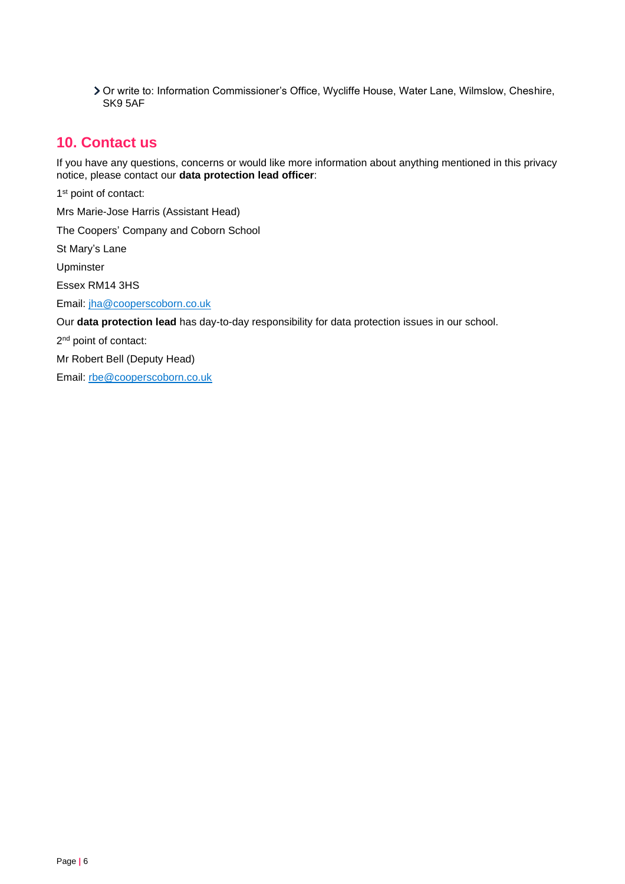- Or write to: Information Commissioner's Office, Wycliffe House, Water Lane, Wilmslow, Cheshire, SK9 5AF

## 10. Contact us

If you have any questions, concerns or would like more information about anything mentioned in this privacy notice, please contact our **data protection lead officer**:

1st point of contact:

Mrs Marie-Jose Harris (Assistant Head)

The Coopers' Company and Coborn School

St Mary's Lane

Upminster

Essex RM14 3HS

Email: jha@cooperscoborn.co.uk

Our **data protection lead** has day-to-day responsibility for data protection issues in our school.

2nd point of contact:

Mr Robert Bell (Deputy Head)

Email: rbe@cooperscoborn.co.uk